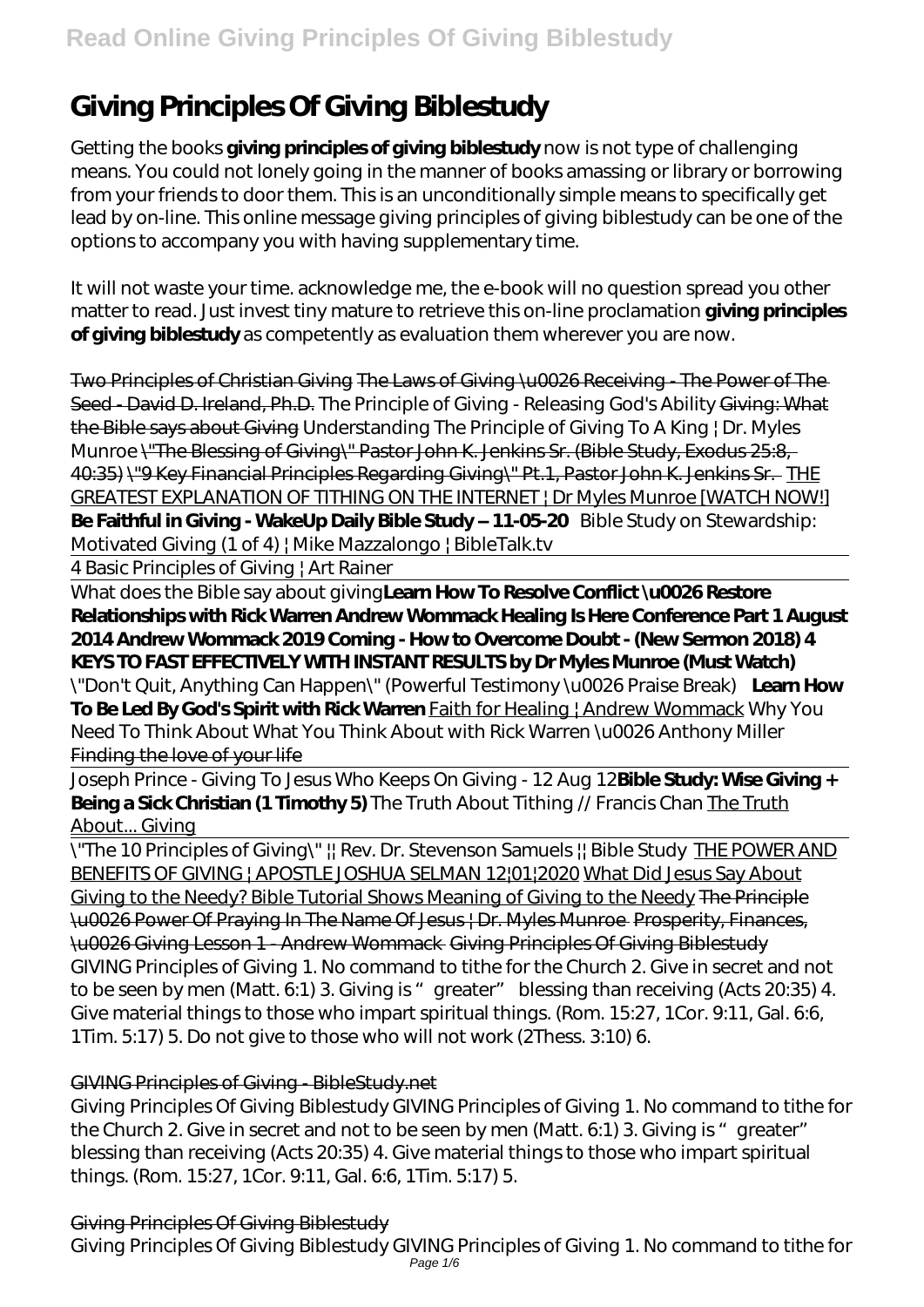# Giving Principles Of Giving Biblestudy

Getting the books **giving principles of giving biblestudy** now is not type of challenging means. You could not lonely going in the manner of books amassing or library or borrowing from your friends to door them. This is an unconditionally simple means to specifically get lead by on-line. This online message giving principles of giving biblestudy can be one of the options to accompany you with having supplementary time.

It will not waste your time. acknowledge me, the e-book will no question spread you other matter to read. Just invest tiny mature to retrieve this on-line proclamation **giving principles of giving biblestudy** as competently as evaluation them wherever you are now.

~~Two Principles of Christian Giving The Laws of Giving \u0026 Receiving - The Power of The Seed - David D. Ireland, Ph.D.~~ *The Principle of Giving - Releasing God's Ability* ~~Giving: What the Bible says about Giving~~ *Understanding The Principle of Giving To A King | Dr. Myles Munroe* ~~\"The Blessing of Giving\" Pastor John K. Jenkins Sr. (Bible Study, Exodus 25:8, 40:35) \"9 Key Financial Principles Regarding Giving\" Pt.1, Pastor John K. Jenkins Sr.~~ THE GREATEST EXPLANATION OF TITHING ON THE INTERNET | Dr Myles Munroe [WATCH NOW!] **Be Faithful in Giving - WakeUp Daily Bible Study – 11-05-20** *Bible Study on Stewardship: Motivated Giving (1 of 4) | Mike Mazzalongo | BibleTalk.tv*

4 Basic Principles of Giving | Art Rainer

What does the Bible say about giving **Learn How To Resolve Conflict \u0026 Restore Relationships with Rick Warren Andrew Wommack Healing Is Here Conference Part 1 August 2014 Andrew Wommack 2019 Coming - How to Overcome Doubt - (New Sermon 2018) 4 KEYS TO FAST EFFECTIVELY WITH INSTANT RESULTS by Dr Myles Munroe (Must Watch)** *\"Don't Quit, Anything Can Happen\" (Powerful Testimony \u0026 Praise Break)* **Learn How To Be Led By God's Spirit with Rick Warren** Faith for Healing | Andrew Wommack *Why You Need To Think About What You Think About with Rick Warren \u0026 Anthony Miller* Finding the love of your life

Joseph Prince - Giving To Jesus Who Keeps On Giving - 12 Aug 12 **Bible Study: Wise Giving + Being a Sick Christian (1 Timothy 5)** *The Truth About Tithing // Francis Chan* The Truth About... Giving

\"The 10 Principles of Giving\" || Rev. Dr. Stevenson Samuels || Bible Study THE POWER AND BENEFITS OF GIVING | APOSTLE JOSHUA SELMAN 12|01|2020 What Did Jesus Say About Giving to the Needy? Bible Tutorial Shows Meaning of Giving to the Needy ~~The Principle \u0026 Power Of Praying In The Name Of Jesus | Dr. Myles Munroe~~ ~~Prosperity, Finances, \u0026 Giving Lesson 1 - Andrew Wommack~~ ~~Giving Principles Of Giving Biblestudy~~

GIVING Principles of Giving 1. No command to tithe for the Church 2. Give in secret and not to be seen by men (Matt. 6:1) 3. Giving is "greater" blessing than receiving (Acts 20:35) 4. Give material things to those who impart spiritual things. (Rom. 15:27, 1Cor. 9:11, Gal. 6:6, 1Tim. 5:17) 5. Do not give to those who will not work (2Thess. 3:10) 6.

## GIVING Principles of Giving - BibleStudy.net

Giving Principles Of Giving Biblestudy GIVING Principles of Giving 1. No command to tithe for the Church 2. Give in secret and not to be seen by men (Matt. 6:1) 3. Giving is "greater" blessing than receiving (Acts 20:35) 4. Give material things to those who impart spiritual things. (Rom. 15:27, 1Cor. 9:11, Gal. 6:6, 1Tim. 5:17) 5.

## Giving Principles Of Giving Biblestudy

Giving Principles Of Giving Biblestudy GIVING Principles of Giving 1. No command to tithe for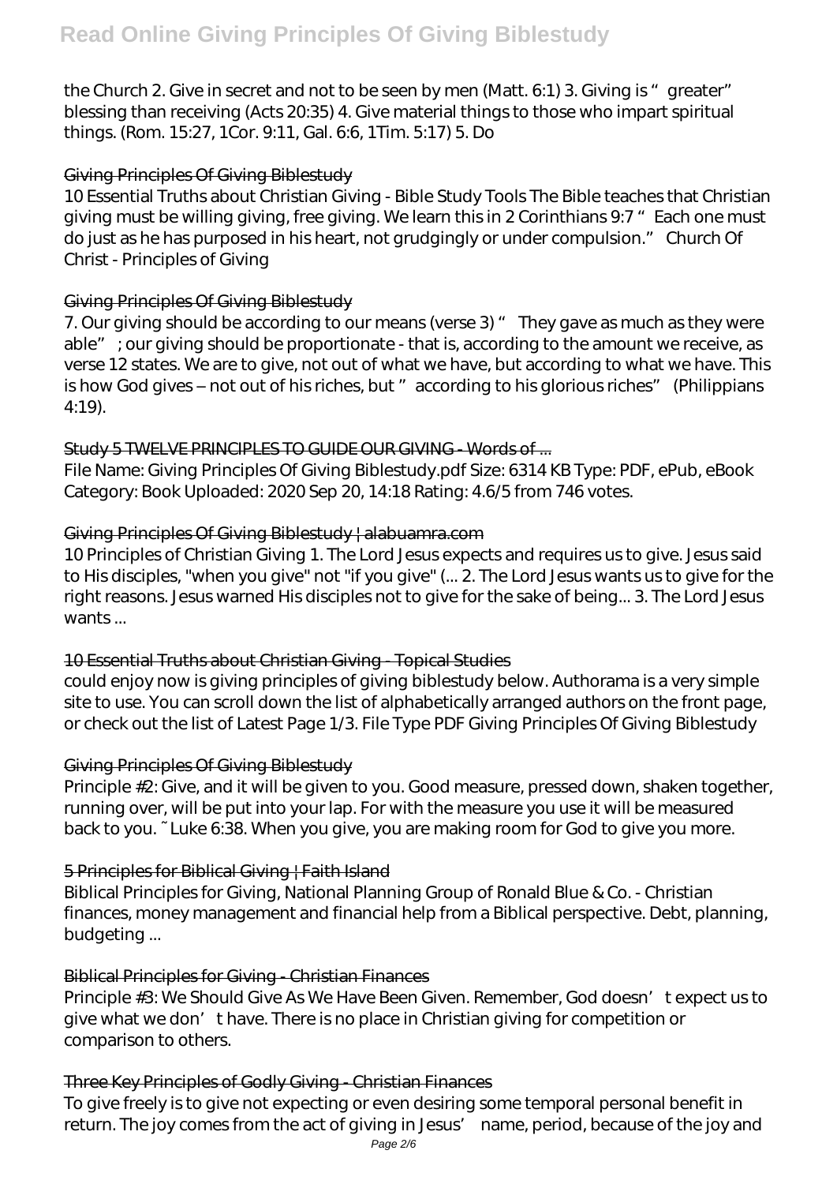the Church 2. Give in secret and not to be seen by men (Matt. 6:1) 3. Giving is "greater" blessing than receiving (Acts 20:35) 4. Give material things to those who impart spiritual things. (Rom. 15:27, 1Cor. 9:11, Gal. 6:6, 1Tim. 5:17) 5. Do

## Giving Principles Of Giving Biblestudy

10 Essential Truths about Christian Giving - Bible Study Tools The Bible teaches that Christian giving must be willing giving, free giving. We learn this in 2 Corinthians 9:7 "Each one must do just as he has purposed in his heart, not grudgingly or under compulsion." Church Of Christ - Principles of Giving

## Giving Principles Of Giving Biblestudy

7. Our giving should be according to our means (verse 3) " They gave as much as they were able" ; our giving should be proportionate - that is, according to the amount we receive, as verse 12 states. We are to give, not out of what we have, but according to what we have. This is how God gives – not out of his riches, but " according to his glorious riches" (Philippians 4:19).

## Study 5 TWELVE PRINCIPLES TO GUIDE OUR GIVING - Words of ...

File Name: Giving Principles Of Giving Biblestudy.pdf Size: 6314 KB Type: PDF, ePub, eBook Category: Book Uploaded: 2020 Sep 20, 14:18 Rating: 4.6/5 from 746 votes.

## Giving Principles Of Giving Biblestudy | alabuamra.com

10 Principles of Christian Giving 1. The Lord Jesus expects and requires us to give. Jesus said to His disciples, "when you give" not "if you give" (... 2. The Lord Jesus wants us to give for the right reasons. Jesus warned His disciples not to give for the sake of being... 3. The Lord Jesus wants ...

## 10 Essential Truths about Christian Giving - Topical Studies

could enjoy now is giving principles of giving biblestudy below. Authorama is a very simple site to use. You can scroll down the list of alphabetically arranged authors on the front page, or check out the list of Latest Page 1/3. File Type PDF Giving Principles Of Giving Biblestudy

## Giving Principles Of Giving Biblestudy

Principle #2: Give, and it will be given to you. Good measure, pressed down, shaken together, running over, will be put into your lap. For with the measure you use it will be measured back to you. ~ Luke 6:38. When you give, you are making room for God to give you more.

## 5 Principles for Biblical Giving | Faith Island

Biblical Principles for Giving, National Planning Group of Ronald Blue & Co. - Christian finances, money management and financial help from a Biblical perspective. Debt, planning, budgeting ...

## Biblical Principles for Giving - Christian Finances

Principle #3: We Should Give As We Have Been Given. Remember, God doesn't expect us to give what we don't have. There is no place in Christian giving for competition or comparison to others.

## Three Key Principles of Godly Giving - Christian Finances

To give freely is to give not expecting or even desiring some temporal personal benefit in return. The joy comes from the act of giving in Jesus' name, period, because of the joy and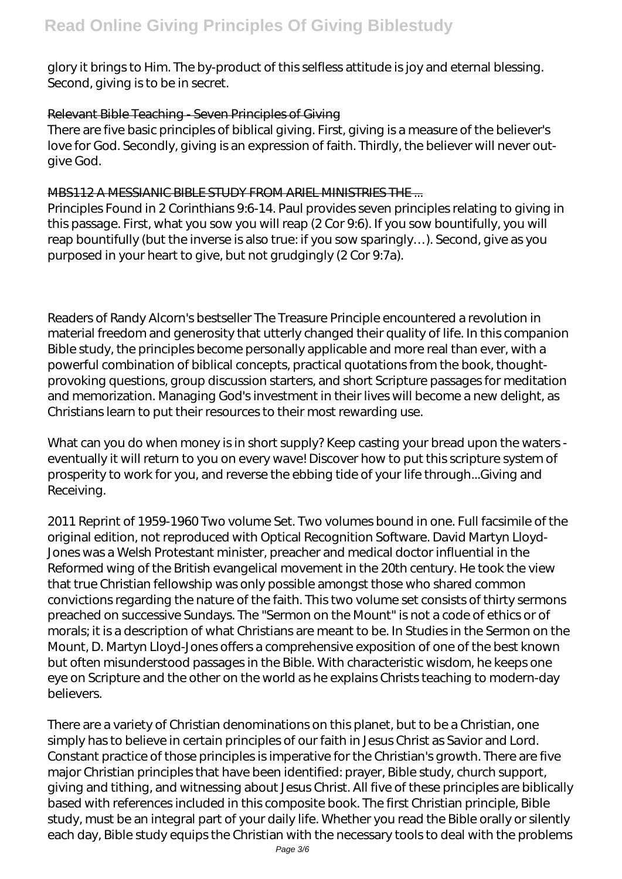glory it brings to Him. The by-product of this selfless attitude is joy and eternal blessing. Second, giving is to be in secret.

## Relevant Bible Teaching - Seven Principles of Giving

There are five basic principles of biblical giving. First, giving is a measure of the believer's love for God. Secondly, giving is an expression of faith. Thirdly, the believer will never out-give God.

## MBS112 A MESSIANIC BIBLE STUDY FROM ARIEL MINISTRIES THE ...

Principles Found in 2 Corinthians 9:6-14. Paul provides seven principles relating to giving in this passage. First, what you sow you will reap (2 Cor 9:6). If you sow bountifully, you will reap bountifully (but the inverse is also true: if you sow sparingly…). Second, give as you purposed in your heart to give, but not grudgingly (2 Cor 9:7a).

Readers of Randy Alcorn's bestseller The Treasure Principle encountered a revolution in material freedom and generosity that utterly changed their quality of life. In this companion Bible study, the principles become personally applicable and more real than ever, with a powerful combination of biblical concepts, practical quotations from the book, thought-provoking questions, group discussion starters, and short Scripture passages for meditation and memorization. Managing God's investment in their lives will become a new delight, as Christians learn to put their resources to their most rewarding use.

What can you do when money is in short supply? Keep casting your bread upon the waters - eventually it will return to you on every wave! Discover how to put this scripture system of prosperity to work for you, and reverse the ebbing tide of your life through...Giving and Receiving.

2011 Reprint of 1959-1960 Two volume Set. Two volumes bound in one. Full facsimile of the original edition, not reproduced with Optical Recognition Software. David Martyn Lloyd-Jones was a Welsh Protestant minister, preacher and medical doctor influential in the Reformed wing of the British evangelical movement in the 20th century. He took the view that true Christian fellowship was only possible amongst those who shared common convictions regarding the nature of the faith. This two volume set consists of thirty sermons preached on successive Sundays. The "Sermon on the Mount" is not a code of ethics or of morals; it is a description of what Christians are meant to be. In Studies in the Sermon on the Mount, D. Martyn Lloyd-Jones offers a comprehensive exposition of one of the best known but often misunderstood passages in the Bible. With characteristic wisdom, he keeps one eye on Scripture and the other on the world as he explains Christs teaching to modern-day believers.

There are a variety of Christian denominations on this planet, but to be a Christian, one simply has to believe in certain principles of our faith in Jesus Christ as Savior and Lord. Constant practice of those principles is imperative for the Christian's growth. There are five major Christian principles that have been identified: prayer, Bible study, church support, giving and tithing, and witnessing about Jesus Christ. All five of these principles are biblically based with references included in this composite book. The first Christian principle, Bible study, must be an integral part of your daily life. Whether you read the Bible orally or silently each day, Bible study equips the Christian with the necessary tools to deal with the problems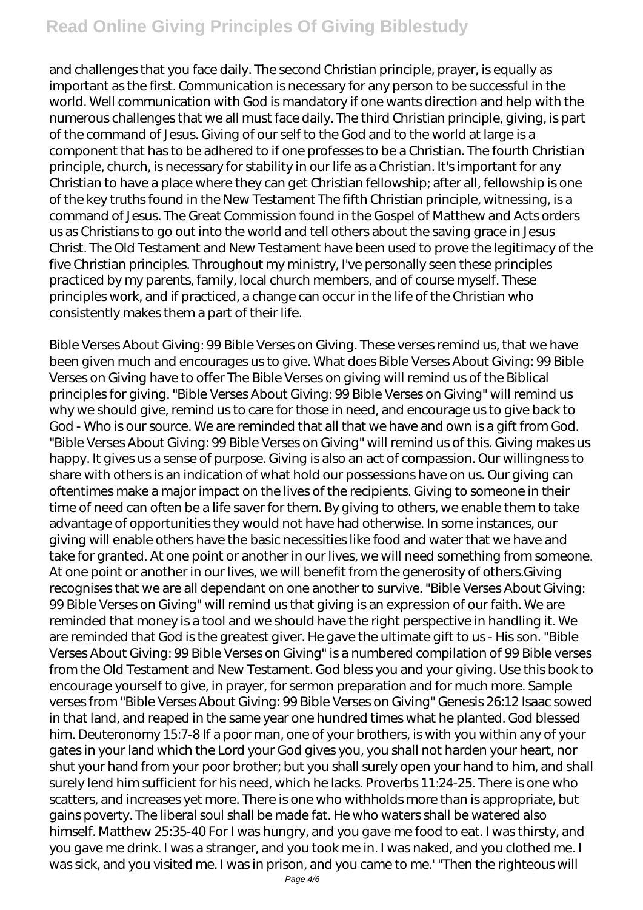and challenges that you face daily. The second Christian principle, prayer, is equally as important as the first. Communication is necessary for any person to be successful in the world. Well communication with God is mandatory if one wants direction and help with the numerous challenges that we all must face daily. The third Christian principle, giving, is part of the command of Jesus. Giving of our self to the God and to the world at large is a component that has to be adhered to if one professes to be a Christian. The fourth Christian principle, church, is necessary for stability in our life as a Christian. It's important for any Christian to have a place where they can get Christian fellowship; after all, fellowship is one of the key truths found in the New Testament The fifth Christian principle, witnessing, is a command of Jesus. The Great Commission found in the Gospel of Matthew and Acts orders us as Christians to go out into the world and tell others about the saving grace in Jesus Christ. The Old Testament and New Testament have been used to prove the legitimacy of the five Christian principles. Throughout my ministry, I've personally seen these principles practiced by my parents, family, local church members, and of course myself. These principles work, and if practiced, a change can occur in the life of the Christian who consistently makes them a part of their life.

Bible Verses About Giving: 99 Bible Verses on Giving. These verses remind us, that we have been given much and encourages us to give. What does Bible Verses About Giving: 99 Bible Verses on Giving have to offer The Bible Verses on giving will remind us of the Biblical principles for giving. "Bible Verses About Giving: 99 Bible Verses on Giving" will remind us why we should give, remind us to care for those in need, and encourage us to give back to God - Who is our source. We are reminded that all that we have and own is a gift from God. "Bible Verses About Giving: 99 Bible Verses on Giving" will remind us of this. Giving makes us happy. It gives us a sense of purpose. Giving is also an act of compassion. Our willingness to share with others is an indication of what hold our possessions have on us. Our giving can oftentimes make a major impact on the lives of the recipients. Giving to someone in their time of need can often be a life saver for them. By giving to others, we enable them to take advantage of opportunities they would not have had otherwise. In some instances, our giving will enable others have the basic necessities like food and water that we have and take for granted. At one point or another in our lives, we will need something from someone. At one point or another in our lives, we will benefit from the generosity of others.Giving recognises that we are all dependant on one another to survive. "Bible Verses About Giving: 99 Bible Verses on Giving" will remind us that giving is an expression of our faith. We are reminded that money is a tool and we should have the right perspective in handling it. We are reminded that God is the greatest giver. He gave the ultimate gift to us - His son. "Bible Verses About Giving: 99 Bible Verses on Giving" is a numbered compilation of 99 Bible verses from the Old Testament and New Testament. God bless you and your giving. Use this book to encourage yourself to give, in prayer, for sermon preparation and for much more. Sample verses from "Bible Verses About Giving: 99 Bible Verses on Giving" Genesis 26:12 Isaac sowed in that land, and reaped in the same year one hundred times what he planted. God blessed him. Deuteronomy 15:7-8 If a poor man, one of your brothers, is with you within any of your gates in your land which the Lord your God gives you, you shall not harden your heart, nor shut your hand from your poor brother; but you shall surely open your hand to him, and shall surely lend him sufficient for his need, which he lacks. Proverbs 11:24-25. There is one who scatters, and increases yet more. There is one who withholds more than is appropriate, but gains poverty. The liberal soul shall be made fat. He who waters shall be watered also himself. Matthew 25:35-40 For I was hungry, and you gave me food to eat. I was thirsty, and you gave me drink. I was a stranger, and you took me in. I was naked, and you clothed me. I was sick, and you visited me. I was in prison, and you came to me.' "Then the righteous will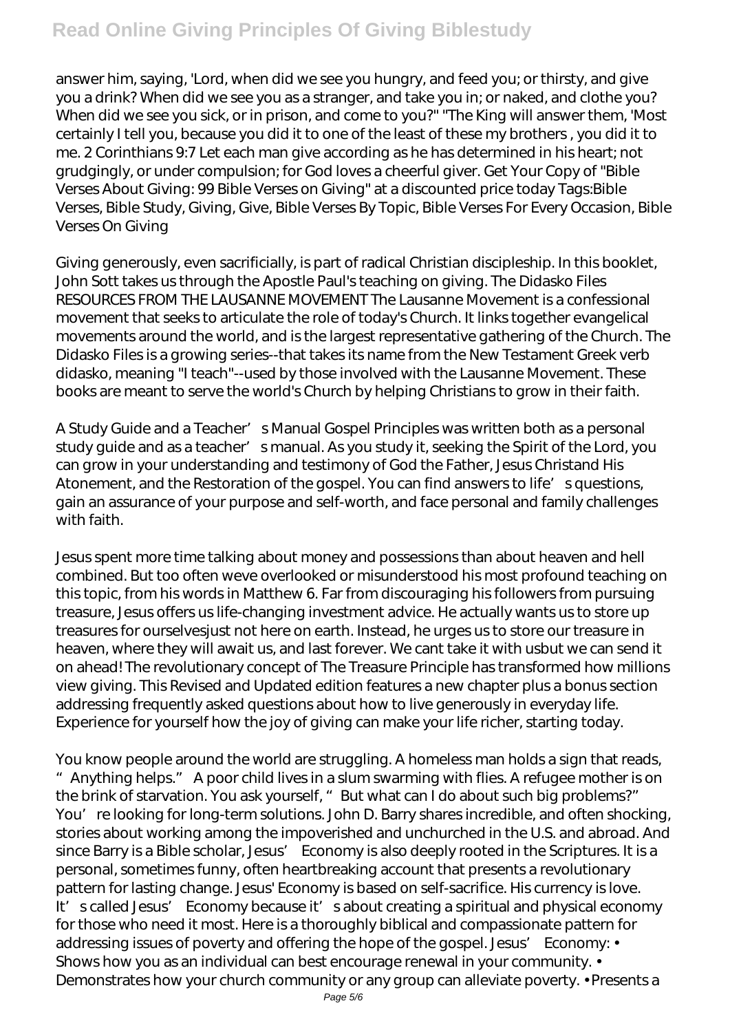answer him, saying, 'Lord, when did we see you hungry, and feed you; or thirsty, and give you a drink? When did we see you as a stranger, and take you in; or naked, and clothe you? When did we see you sick, or in prison, and come to you?" "The King will answer them, 'Most certainly I tell you, because you did it to one of the least of these my brothers , you did it to me. 2 Corinthians 9:7 Let each man give according as he has determined in his heart; not grudgingly, or under compulsion; for God loves a cheerful giver. Get Your Copy of "Bible Verses About Giving: 99 Bible Verses on Giving" at a discounted price today Tags:Bible Verses, Bible Study, Giving, Give, Bible Verses By Topic, Bible Verses For Every Occasion, Bible Verses On Giving

Giving generously, even sacrificially, is part of radical Christian discipleship. In this booklet, John Stott takes us through the Apostle Paul's teaching on giving. The Didasko Files RESOURCES FROM THE LAUSANNE MOVEMENT The Lausanne Movement is a confessional movement that seeks to articulate the role of today's Church. It links together evangelical movements around the world, and is the largest representative gathering of the Church. The Didasko Files is a growing series--that takes its name from the New Testament Greek verb didasko, meaning "I teach"--used by those involved with the Lausanne Movement. These books are meant to serve the world's Church by helping Christians to grow in their faith.

A Study Guide and a Teacher's Manual Gospel Principles was written both as a personal study guide and as a teacher's manual. As you study it, seeking the Spirit of the Lord, you can grow in your understanding and testimony of God the Father, Jesus Christand His Atonement, and the Restoration of the gospel. You can find answers to life's questions, gain an assurance of your purpose and self-worth, and face personal and family challenges with faith.

Jesus spent more time talking about money and possessions than about heaven and hell combined. But too often weve overlooked or misunderstood his most profound teaching on this topic, from his words in Matthew 6. Far from discouraging his followers from pursuing treasure, Jesus offers us life-changing investment advice. He actually wants us to store up treasures for ourselvesjust not here on earth. Instead, he urges us to store our treasure in heaven, where they will await us, and last forever. We cant take it with usbut we can send it on ahead! The revolutionary concept of The Treasure Principle has transformed how millions view giving. This Revised and Updated edition features a new chapter plus a bonus section addressing frequently asked questions about how to live generously in everyday life. Experience for yourself how the joy of giving can make your life richer, starting today.

You know people around the world are struggling. A homeless man holds a sign that reads, "Anything helps." A poor child lives in a slum swarming with flies. A refugee mother is on the brink of starvation. You ask yourself, "But what can I do about such big problems?" You're looking for long-term solutions. John D. Barry shares incredible, and often shocking, stories about working among the impoverished and unchurched in the U.S. and abroad. And since Barry is a Bible scholar, Jesus' Economy is also deeply rooted in the Scriptures. It is a personal, sometimes funny, often heartbreaking account that presents a revolutionary pattern for lasting change. Jesus' Economy is based on self-sacrifice. His currency is love. It's called Jesus' Economy because it's about creating a spiritual and physical economy for those who need it most. Here is a thoroughly biblical and compassionate pattern for addressing issues of poverty and offering the hope of the gospel. Jesus' Economy: • Shows how you as an individual can best encourage renewal in your community. • Demonstrates how your church community or any group can alleviate poverty. • Presents a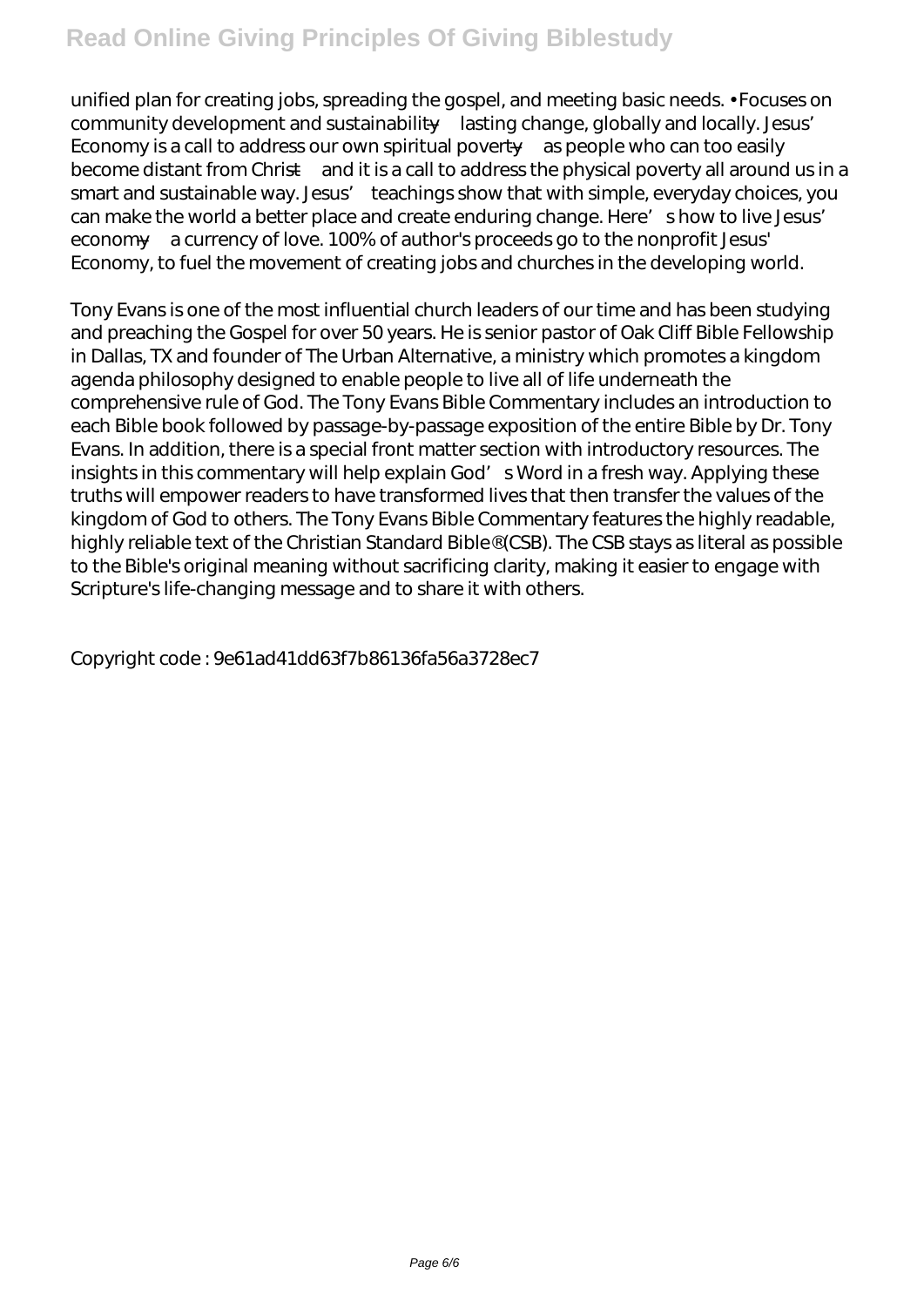unified plan for creating jobs, spreading the gospel, and meeting basic needs. • Focuses on community development and sustainability—lasting change, globally and locally. Jesus' Economy is a call to address our own spiritual poverty—as people who can too easily become distant from Christ—and it is a call to address the physical poverty all around us in a smart and sustainable way. Jesus' teachings show that with simple, everyday choices, you can make the world a better place and create enduring change. Here's how to live Jesus' economy—a currency of love. 100% of author's proceeds go to the nonprofit Jesus' Economy, to fuel the movement of creating jobs and churches in the developing world.

Tony Evans is one of the most influential church leaders of our time and has been studying and preaching the Gospel for over 50 years. He is senior pastor of Oak Cliff Bible Fellowship in Dallas, TX and founder of The Urban Alternative, a ministry which promotes a kingdom agenda philosophy designed to enable people to live all of life underneath the comprehensive rule of God. The Tony Evans Bible Commentary includes an introduction to each Bible book followed by passage-by-passage exposition of the entire Bible by Dr. Tony Evans. In addition, there is a special front matter section with introductory resources. The insights in this commentary will help explain God's Word in a fresh way. Applying these truths will empower readers to have transformed lives that then transfer the values of the kingdom of God to others. The Tony Evans Bible Commentary features the highly readable, highly reliable text of the Christian Standard Bible®(CSB). The CSB stays as literal as possible to the Bible's original meaning without sacrificing clarity, making it easier to engage with Scripture's life-changing message and to share it with others.

Copyright code : 9e61ad41dd63f7b86136fa56a3728ec7